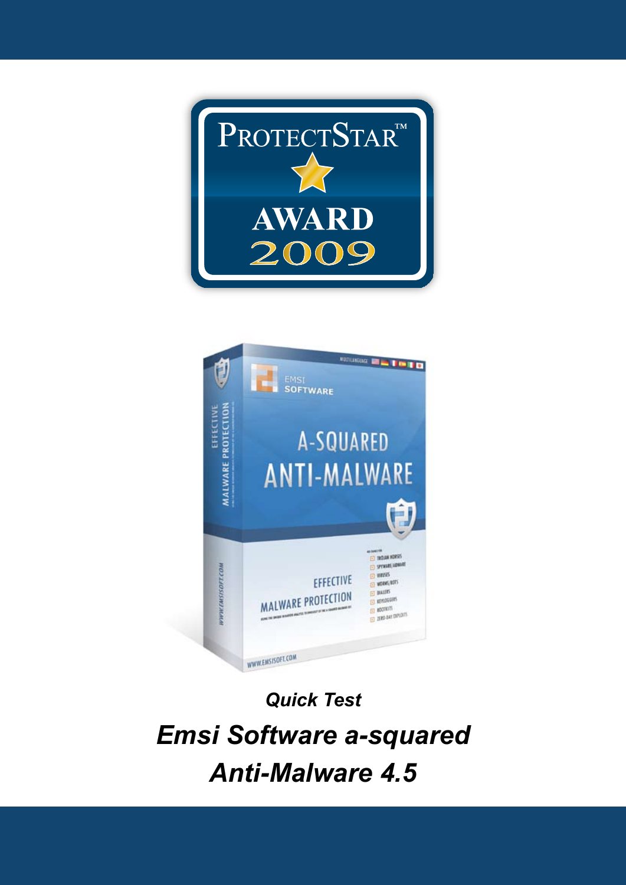*Quick Test*

# *Emsi Software a-squared Anti-Malware 4.5*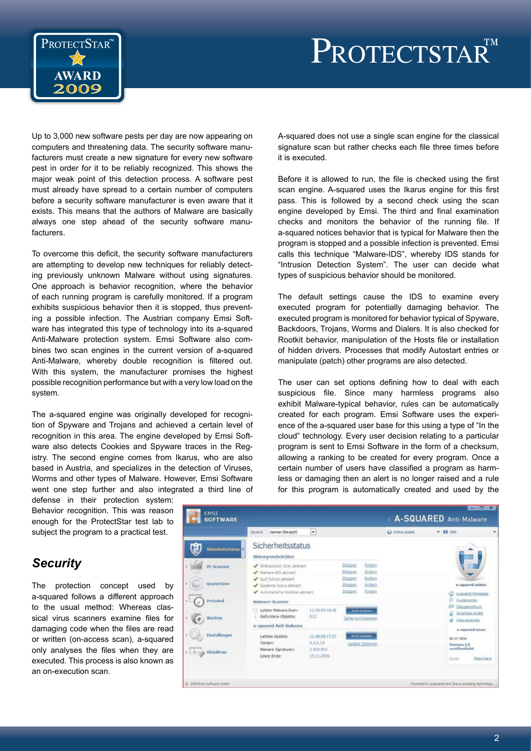Up to 3,000 new software pests per day are now appearing on computers and threatening data. The security software manufacturers must create a new signature for every new software pest in order for it to be reliably recognized. This shows the major weak point of this detection process. A software pest must already have spread to a certain number of computers before a security software manufacturer is even aware that it exists. This means that the authors of Malware are basically always one step ahead of the security software manufacturers.

To overcome this deficit, the security software manufacturers are attempting to develop new techniques for reliably detecting previously unknown Malware without using signatures. One approach is behavior recognition, where the behavior of each running program is carefully monitored. If a program exhibits suspicious behavior then it is stopped, thus preventing a possible infection. The Austrian company Emsi Software has integrated this type of technology into its a-squared Anti-Malware protection system. Emsi Software also combines two scan engines in the current version of a-squared Anti-Malware, whereby double recognition is filtered out. With this system, the manufacturer promises the highest possible recognition performance but with a very low load on the system.

The a-squared engine was originally developed for recognition of Spyware and Trojans and achieved a certain level of recognition in this area. The engine developed by Emsi Software also detects Cookies and Spyware traces in the Registry. The second engine comes from Ikarus, who are also based in Austria, and specializes in the detection of Viruses, Worms and other types of Malware. However, Emsi Software went one step further and also integrated a third line of defense in their protection system: Behavior recognition. This was reason enough for the ProtectStar test lab to subject the program to a practical test.

## *Security*

The protection concept used by a-squared follows a different approach to the usual method: Whereas classical virus scanners examine files for damaging code when the files are read or written (on-access scan), a-squared only analyses the files when they are executed. This process is also known as an on-execution scan.

A-squared does not use a single scan engine for the classical signature scan but rather checks each file three times before it is executed.

Before it is allowed to run, the file is checked using the first scan engine. A-squared uses the Ikarus engine for this first pass. This is followed by a second check using the scan engine developed by Emsi. The third and final examination checks and monitors the behavior of the running file. If a-squared notices behavior that is typical for Malware then the program is stopped and a possible infection is prevented. Emsi calls this technique "Malware-IDS", whereby IDS stands for "Intrusion Detection System". The user can decide what types of suspicious behavior should be monitored.

The default settings cause the IDS to examine every executed program for potentially damaging behavior. The executed program is monitored for behavior typical of Spyware, Backdoors, Trojans, Worms and Dialers. It is also checked for Rootkit behavior, manipulation of the Hosts file or installation of hidden drivers. Processes that modify Autostart entries or manipulate (patch) other programs are also detected.

The user can set options defining how to deal with each suspicious file. Since many harmless programs also exhibit Malware-typical behavior, rules can be automatically created for each program. Emsi Software uses the experience of the a-squared user base for this using a type of "In the cloud" technology. Every user decision relating to a particular program is sent to Emsi Software in the form of a checksum, allowing a ranking to be created for every program. Once a certain number of users have classified a program as harmless or damaging then an alert is no longer raised and a rule for this program is automatically created and used by the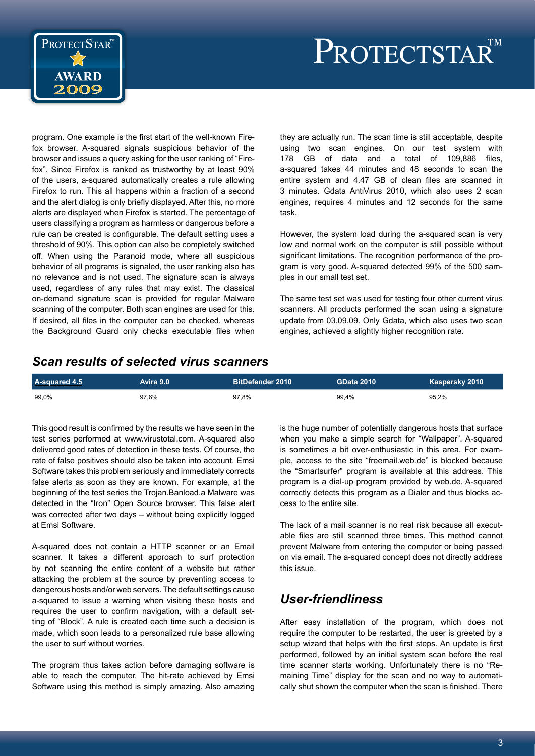program. One example is the first start of the well-known Firefox browser. A-squared signals suspicious behavior of the browser and issues a query asking for the user ranking of "Firefox". Since Firefox is ranked as trustworthy by at least 90% of the users, a-squared automatically creates a rule allowing Firefox to run. This all happens within a fraction of a second and the alert dialog is only briefly displayed. After this, no more alerts are displayed when Firefox is started. The percentage of users classifying a program as harmless or dangerous before a rule can be created is configurable. The default setting uses a threshold of 90%. This option can also be completely switched off. When using the Paranoid mode, where all suspicious behavior of all programs is signaled, the user ranking also has no relevance and is not used. The signature scan is always used, regardless of any rules that may exist. The classical on-demand signature scan is provided for regular Malware scanning of the computer. Both scan engines are used for this. If desired, all files in the computer can be checked, whereas the Background Guard only checks executable files when they are actually run. The scan time is still acceptable, despite using two scan engines. On our test system with 178 GB of data and a total of 109,886 files, a-squared takes 44 minutes and 48 seconds to scan the entire system and 4.47 GB of clean files are scanned in 3 minutes. Gdata AntiVirus 2010, which also uses 2 scan engines, requires 4 minutes and 12 seconds for the same task.

However, the system load during the a-squared scan is very low and normal work on the computer is still possible without significant limitations. The recognition performance of the program is very good. A-squared detected 99% of the 500 samples in our small test set.

The same test set was used for testing four other current virus scanners. All products performed the scan using a signature update from 03.09.09. Only Gdata, which also uses two scan engines, achieved a slightly higher recognition rate.

## *Scan results of selected virus scanners*

| A-squared 4.5 | Avira 9.0 | BitDefender 2010 | GData 2010 | Kaspersky 2010 |
|---|---|---|---|---|
| 99,0% | 97,6% | 97,8% | 99,4% | 95,2% |

This good result is confirmed by the results we have seen in the test series performed at www.virustotal.com. A-squared also delivered good rates of detection in these tests. Of course, the rate of false positives should also be taken into account. Emsi Software takes this problem seriously and immediately corrects false alerts as soon as they are known. For example, at the beginning of the test series the Trojan.Banload.a Malware was detected in the "Iron" Open Source browser. This false alert was corrected after two days – without being explicitly logged at Emsi Software.

A-squared does not contain a HTTP scanner or an Email scanner. It takes a different approach to surf protection by not scanning the entire content of a website but rather attacking the problem at the source by preventing access to dangerous hosts and/or web servers. The default settings cause a-squared to issue a warning when visiting these hosts and requires the user to confirm navigation, with a default setting of "Block". A rule is created each time such a decision is made, which soon leads to a personalized rule base allowing the user to surf without worries.

The program thus takes action before damaging software is able to reach the computer. The hit-rate achieved by Emsi Software using this method is simply amazing. Also amazing is the huge number of potentially dangerous hosts that surface when you make a simple search for "Wallpaper". A-squared is sometimes a bit over-enthusiastic in this area. For example, access to the site "freemail.web.de" is blocked because the "Smartsurfer" program is available at this address. This program is a dial-up program provided by web.de. A-squared correctly detects this program as a Dialer and thus blocks access to the entire site.

The lack of a mail scanner is no real risk because all executable files are still scanned three times. This method cannot prevent Malware from entering the computer or being passed on via email. The a-squared concept does not directly address this issue.

## *User-friendliness*

After easy installation of the program, which does not require the computer to be restarted, the user is greeted by a setup wizard that helps with the first steps. An update is first performed, followed by an initial system scan before the real time scanner starts working. Unfortunately there is no "Remaining Time" display for the scan and no way to automatically shut shown the computer when the scan is finished. There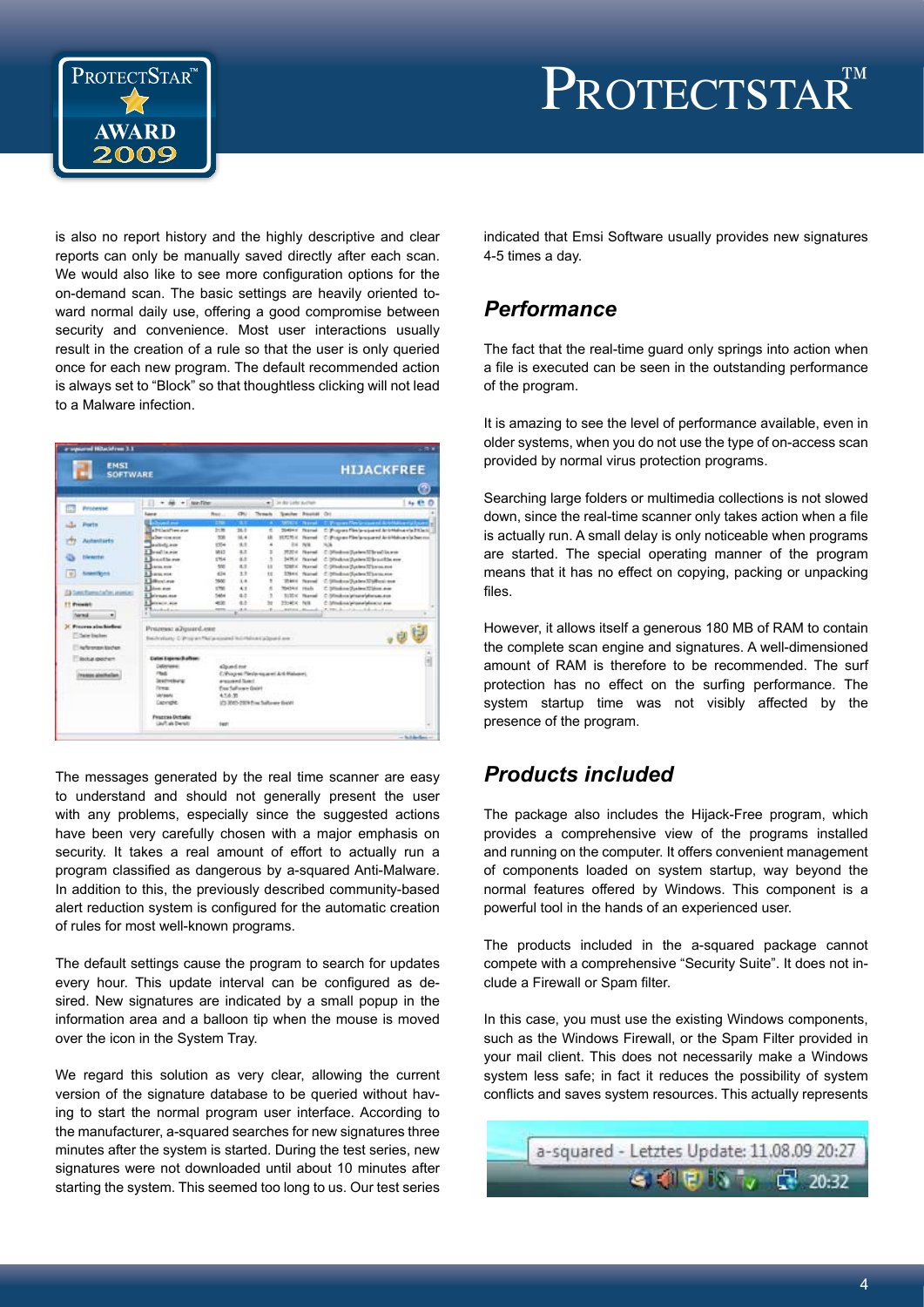is also no report history and the highly descriptive and clear reports can only be manually saved directly after each scan. We would also like to see more configuration options for the on-demand scan. The basic settings are heavily oriented toward normal daily use, offering a good compromise between security and convenience. Most user interactions usually result in the creation of a rule so that the user is only queried once for each new program. The default recommended action is always set to "Block" so that thoughtless clicking will not lead to a Malware infection.

The messages generated by the real time scanner are easy to understand and should not generally present the user with any problems, especially since the suggested actions have been very carefully chosen with a major emphasis on security. It takes a real amount of effort to actually run a program classified as dangerous by a-squared Anti-Malware. In addition to this, the previously described community-based alert reduction system is configured for the automatic creation of rules for most well-known programs.

The default settings cause the program to search for updates every hour. This update interval can be configured as desired. New signatures are indicated by a small popup in the information area and a balloon tip when the mouse is moved over the icon in the System Tray.

We regard this solution as very clear, allowing the current version of the signature database to be queried without having to start the normal program user interface. According to the manufacturer, a-squared searches for new signatures three minutes after the system is started. During the test series, new signatures were not downloaded until about 10 minutes after starting the system. This seemed too long to us. Our test series indicated that Emsi Software usually provides new signatures 4-5 times a day.

## Performance

The fact that the real-time guard only springs into action when a file is executed can be seen in the outstanding performance of the program.

It is amazing to see the level of performance available, even in older systems, when you do not use the type of on-access scan provided by normal virus protection programs.

Searching large folders or multimedia collections is not slowed down, since the real-time scanner only takes action when a file is actually run. A small delay is only noticeable when programs are started. The special operating manner of the program means that it has no effect on copying, packing or unpacking files.

However, it allows itself a generous 180 MB of RAM to contain the complete scan engine and signatures. A well-dimensioned amount of RAM is therefore to be recommended. The surf protection has no effect on the surfing performance. The system startup time was not visibly affected by the presence of the program.

## Products included

The package also includes the Hijack-Free program, which provides a comprehensive view of the programs installed and running on the computer. It offers convenient management of components loaded on system startup, way beyond the normal features offered by Windows. This component is a powerful tool in the hands of an experienced user.

The products included in the a-squared package cannot compete with a comprehensive "Security Suite". It does not include a Firewall or Spam filter.

In this case, you must use the existing Windows components, such as the Windows Firewall, or the Spam Filter provided in your mail client. This does not necessarily make a Windows system less safe; in fact it reduces the possibility of system conflicts and saves system resources. This actually represents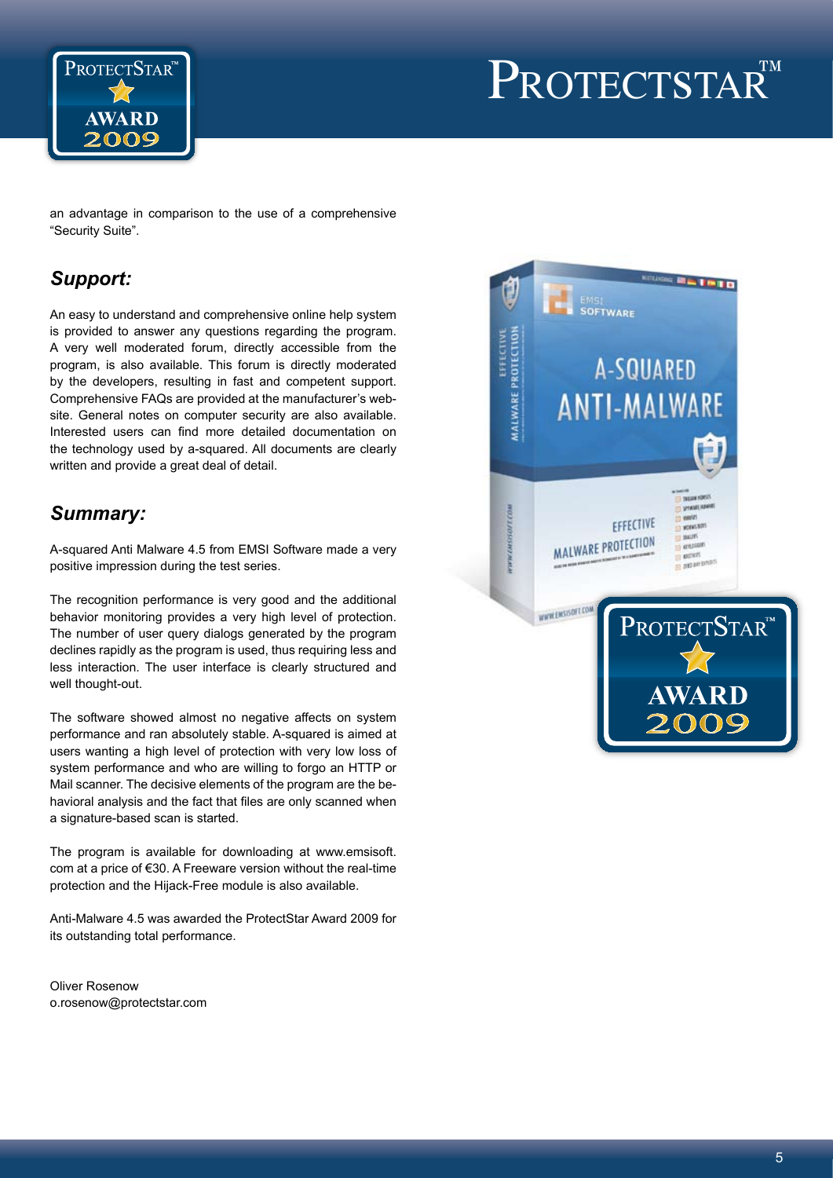an advantage in comparison to the use of a comprehensive "Security Suite".

## *Support:*

An easy to understand and comprehensive online help system is provided to answer any questions regarding the program. A very well moderated forum, directly accessible from the program, is also available. This forum is directly moderated by the developers, resulting in fast and competent support. Comprehensive FAQs are provided at the manufacturer's website. General notes on computer security are also available. Interested users can find more detailed documentation on the technology used by a-squared. All documents are clearly written and provide a great deal of detail.

## *Summary:*

A-squared Anti Malware 4.5 from EMSI Software made a very positive impression during the test series.

The recognition performance is very good and the additional behavior monitoring provides a very high level of protection. The number of user query dialogs generated by the program declines rapidly as the program is used, thus requiring less and less interaction. The user interface is clearly structured and well thought-out.

The software showed almost no negative affects on system performance and ran absolutely stable. A-squared is aimed at users wanting a high level of protection with very low loss of system performance and who are willing to forgo an HTTP or Mail scanner. The decisive elements of the program are the behavioral analysis and the fact that files are only scanned when a signature-based scan is started.

The program is available for downloading at www.emsisoft.com at a price of €30. A Freeware version without the real-time protection and the Hijack-Free module is also available.

Anti-Malware 4.5 was awarded the ProtectStar Award 2009 for its outstanding total performance.

Oliver Rosenow
o.rosenow@protectstar.com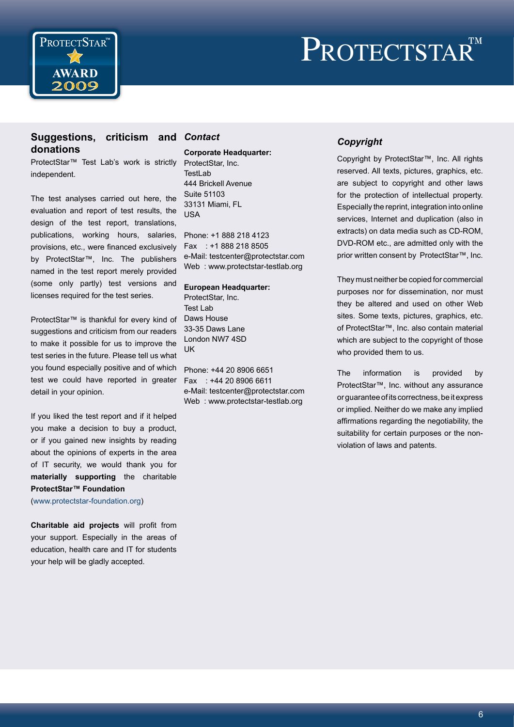## Suggestions, criticism and donations

ProtectStar™ Test Lab's work is strictly independent.

The test analyses carried out here, the evaluation and report of test results, the design of the test report, translations, publications, working hours, salaries, provisions, etc., were financed exclusively by ProtectStar™, Inc. The publishers named in the test report merely provided (some only partly) test versions and licenses required for the test series.

ProtectStar™ is thankful for every kind of suggestions and criticism from our readers to make it possible for us to improve the test series in the future. Please tell us what you found especially positive and of which test we could have reported in greater detail in your opinion.

If you liked the test report and if it helped you make a decision to buy a product, or if you gained new insights by reading about the opinions of experts in the area of IT security, we would thank you for **materially supporting** the charitable **ProtectStar™ Foundation** (www.protectstar-foundation.org)

**Charitable aid projects** will profit from your support. Especially in the areas of education, health care and IT for students your help will be gladly accepted.

## *Contact*

**Corporate Headquarter:**
ProtectStar, Inc.
TestLab
444 Brickell Avenue
Suite 51103
33131 Miami, FL
USA

Phone: +1 888 218 4123
Fax : +1 888 218 8505
e-Mail: testcenter@protectstar.com
Web : www.protectstar-testlab.org

**European Headquarter:**
ProtectStar, Inc.
Test Lab
Daws House
33-35 Daws Lane
London NW7 4SD
UK

Phone: +44 20 8906 6651
Fax : +44 20 8906 6611
e-Mail: testcenter@protectstar.com
Web : www.protectstar-testlab.org

## *Copyright*

Copyright by ProtectStar™, Inc. All rights reserved. All texts, pictures, graphics, etc. are subject to copyright and other laws for the protection of intellectual property. Especially the reprint, integration into online services, Internet and duplication (also in extracts) on data media such as CD-ROM, DVD-ROM etc., are admitted only with the prior written consent by ProtectStar™, Inc.

They must neither be copied for commercial purposes nor for dissemination, nor must they be altered and used on other Web sites. Some texts, pictures, graphics, etc. of ProtectStar™, Inc. also contain material which are subject to the copyright of those who provided them to us.

The information is provided by ProtectStar™, Inc. without any assurance or guarantee of its correctness, be it express or implied. Neither do we make any implied affirmations regarding the negotiability, the suitability for certain purposes or the non-violation of laws and patents.